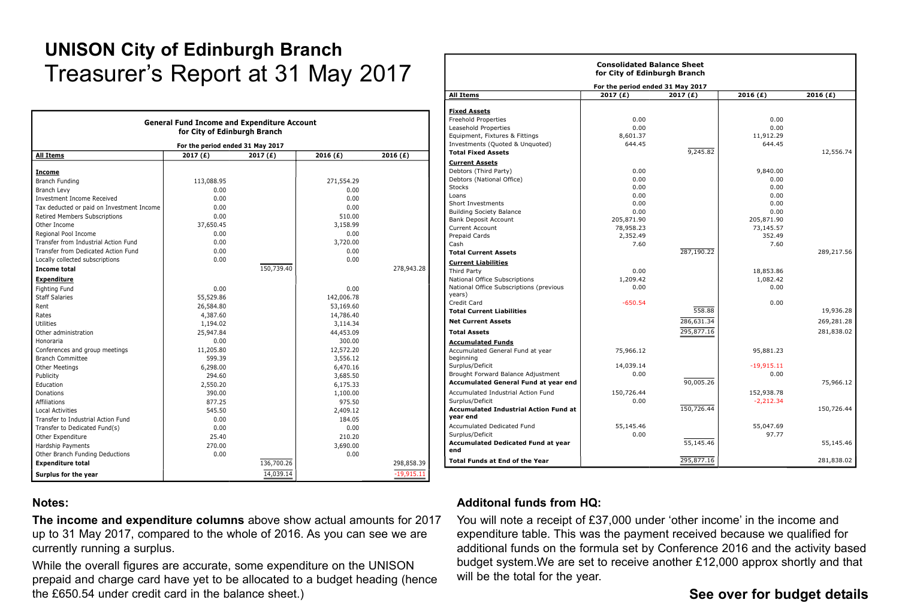# UNISON City of Edinburgh Branch

## Treasurer's Report at 31 May 2017

**General Fund Income and Expenditure Account for City of Edinburgh Branch**

**For the period ended 31 May 2017**

| All Items | 2017 (£) | 2017 (£) | 2016 (£) | 2016 (£) |
|---|---|---|---|---|
| **Income** | | | | |
| Branch Funding | 113,088.95 | | 271,554.29 | |
| Branch Levy | 0.00 | | 0.00 | |
| Investment Income Received | 0.00 | | 0.00 | |
| Tax deducted or paid on Investment Income | 0.00 | | 0.00 | |
| Retired Members Subscriptions | 0.00 | | 510.00 | |
| Other Income | 37,650.45 | | 3,158.99 | |
| Regional Pool Income | 0.00 | | 0.00 | |
| Transfer from Industrial Action Fund | 0.00 | | 3,720.00 | |
| Transfer from Dedicated Action Fund | 0.00 | | 0.00 | |
| Locally collected subscriptions | 0.00 | | 0.00 | |
| **Income total** | | 150,739.40 | | 278,943.28 |
| **Expenditure** | | | | |
| Fighting Fund | 0.00 | | 0.00 | |
| Staff Salaries | 55,529.86 | | 142,006.78 | |
| Rent | 26,584.80 | | 53,169.60 | |
| Rates | 4,387.60 | | 14,786.40 | |
| Utilities | 1,194.02 | | 3,114.34 | |
| Other administration | 25,947.84 | | 44,453.09 | |
| Honoraria | 0.00 | | 300.00 | |
| Conferences and group meetings | 11,205.80 | | 12,572.20 | |
| Branch Committee | 599.39 | | 3,556.12 | |
| Other Meetings | 6,298.00 | | 6,470.16 | |
| Publicity | 294.60 | | 3,685.50 | |
| Education | 2,550.20 | | 6,175.33 | |
| Donations | 390.00 | | 1,100.00 | |
| Affiliations | 877.25 | | 975.50 | |
| Local Activities | 545.50 | | 2,409.12 | |
| Transfer to Industrial Action Fund | 0.00 | | 184.05 | |
| Transfer to Dedicated Fund(s) | 0.00 | | 0.00 | |
| Other Expenditure | 25.40 | | 210.20 | |
| Hardship Payments | 270.00 | | 3,690.00 | |
| Other Branch Funding Deductions | 0.00 | | 0.00 | |
| **Expenditure total** | | 136,700.26 | | 298,858.39 |
| **Surplus for the year** | | 14,039.14 | | -19,915.11 |

**Consolidated Balance Sheet for City of Edinburgh Branch**

**For the period ended 31 May 2017**

| All Items | 2017 (£) | 2017 (£) | 2016 (£) | 2016 (£) |
|---|---|---|---|---|
| **Fixed Assets** | | | | |
| Freehold Properties | 0.00 | | 0.00 | |
| Leasehold Properties | 0.00 | | 0.00 | |
| Equipment, Fixtures & Fittings | 8,601.37 | | 11,912.29 | |
| Investments (Quoted & Unquoted) | 644.45 | | 644.45 | |
| **Total Fixed Assets** | | 9,245.82 | | 12,556.74 |
| **Current Assets** | | | | |
| Debtors (Third Party) | 0.00 | | 9,840.00 | |
| Debtors (National Office) | 0.00 | | 0.00 | |
| Stocks | 0.00 | | 0.00 | |
| Loans | 0.00 | | 0.00 | |
| Short Investments | 0.00 | | 0.00 | |
| Building Society Balance | 0.00 | | 0.00 | |
| Bank Deposit Account | 205,871.90 | | 205,871.90 | |
| Current Account | 78,958.23 | | 73,145.57 | |
| Prepaid Cards | 2,352.49 | | 352.49 | |
| Cash | 7.60 | | 7.60 | |
| **Total Current Assets** | | 287,190.22 | | 289,217.56 |
| **Current Liabilities** | | | | |
| Third Party | 0.00 | | 18,853.86 | |
| National Office Subscriptions | 1,209.42 | | 1,082.42 | |
| National Office Subscriptions (previous years) | 0.00 | | 0.00 | |
| Credit Card | -650.54 | | 0.00 | |
| **Total Current Liabilities** | | 558.88 | | 19,936.28 |
| **Net Current Assets** | | 286,631.34 | | 269,281.28 |
| **Total Assets** | | 295,877.16 | | 281,838.02 |
| **Accumulated Funds** | | | | |
| Accumulated General Fund at year beginning | 75,966.12 | | 95,881.23 | |
| Surplus/Deficit | 14,039.14 | | -19,915.11 | |
| Brought Forward Balance Adjustment | 0.00 | | 0.00 | |
| **Accumulated General Fund at year end** | | 90,005.26 | | 75,966.12 |
| Accumulated Industrial Action Fund | 150,726.44 | | 152,938.78 | |
| Surplus/Deficit | 0.00 | | -2,212.34 | |
| **Accumulated Industrial Action Fund at year end** | | 150,726.44 | | 150,726.44 |
| Accumulated Dedicated Fund | 55,145.46 | | 55,047.69 | |
| Surplus/Deficit | 0.00 | | 97.77 | |
| **Accumulated Dedicated Fund at year end** | | 55,145.46 | | 55,145.46 |
| **Total Funds at End of the Year** | | 295,877.16 | | 281,838.02 |

### Notes:

**The income and expenditure columns** above show actual amounts for 2017 up to 31 May 2017, compared to the whole of 2016. As you can see we are currently running a surplus.

While the overall figures are accurate, some expenditure on the UNISON prepaid and charge card have yet to be allocated to a budget heading (hence the £650.54 under credit card in the balance sheet.)

### Additonal funds from HQ:

You will note a receipt of £37,000 under 'other income' in the income and expenditure table. This was the payment received because we qualified for additional funds on the formula set by Conference 2016 and the activity based budget system.We are set to receive another £12,000 approx shortly and that will be the total for the year.

**See over for budget details**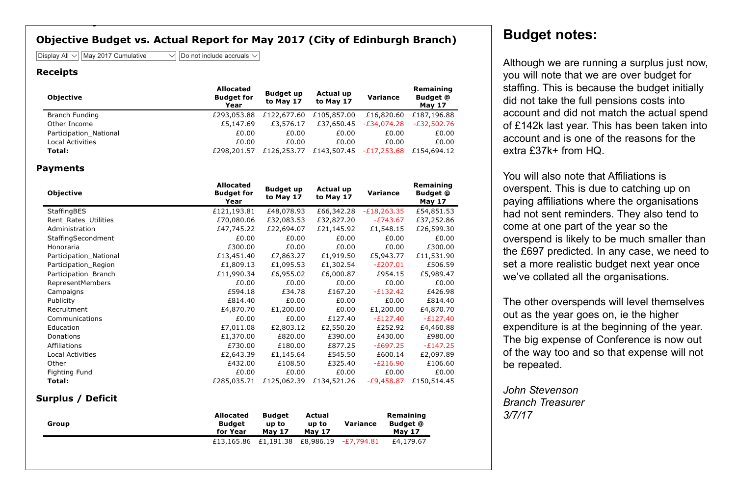## Objective Budget vs. Actual Report for May 2017 (City of Edinburgh Branch)

Display All | May 2017 Cumulative | Do not include accruals

### Receipts

| Objective | Allocated Budget for Year | Budget up to May 17 | Actual up to May 17 | Variance | Remaining Budget @ May 17 |
|---|---|---|---|---|---|
| Branch Funding | £293,053.88 | £122,677.60 | £105,857.00 | £16,820.60 | £187,196.88 |
| Other Income | £5,147.69 | £3,576.17 | £37,650.45 | -£34,074.28 | -£32,502.76 |
| Participation_National | £0.00 | £0.00 | £0.00 | £0.00 | £0.00 |
| Local Activities | £0.00 | £0.00 | £0.00 | £0.00 | £0.00 |
| **Total:** | £298,201.57 | £126,253.77 | £143,507.45 | -£17,253.68 | £154,694.12 |

### Payments

| Objective | Allocated Budget for Year | Budget up to May 17 | Actual up to May 17 | Variance | Remaining Budget @ May 17 |
|---|---|---|---|---|---|
| StaffingBES | £121,193.81 | £48,078.93 | £66,342.28 | -£18,263.35 | £54,851.53 |
| Rent_Rates_Utilities | £70,080.06 | £32,083.53 | £32,827.20 | -£743.67 | £37,252.86 |
| Administration | £47,745.22 | £22,694.07 | £21,145.92 | £1,548.15 | £26,599.30 |
| StaffingSecondment | £0.00 | £0.00 | £0.00 | £0.00 | £0.00 |
| Honoraria | £300.00 | £0.00 | £0.00 | £0.00 | £300.00 |
| Participation_National | £13,451.40 | £7,863.27 | £1,919.50 | £5,943.77 | £11,531.90 |
| Participation_Region | £1,809.13 | £1,095.53 | £1,302.54 | -£207.01 | £506.59 |
| Participation_Branch | £11,990.34 | £6,955.02 | £6,000.87 | £954.15 | £5,989.47 |
| RepresentMembers | £0.00 | £0.00 | £0.00 | £0.00 | £0.00 |
| Campaigns | £594.18 | £34.78 | £167.20 | -£132.42 | £426.98 |
| Publicity | £814.40 | £0.00 | £0.00 | £0.00 | £814.40 |
| Recruitment | £4,870.70 | £1,200.00 | £0.00 | £1,200.00 | £4,870.70 |
| Communications | £0.00 | £0.00 | £127.40 | -£127.40 | -£127.40 |
| Education | £7,011.08 | £2,803.12 | £2,550.20 | £252.92 | £4,460.88 |
| Donations | £1,370.00 | £820.00 | £390.00 | £430.00 | £980.00 |
| Affiliations | £730.00 | £180.00 | £877.25 | -£697.25 | -£147.25 |
| Local Activities | £2,643.39 | £1,145.64 | £545.50 | £600.14 | £2,097.89 |
| Other | £432.00 | £108.50 | £325.40 | -£216.90 | £106.60 |
| Fighting Fund | £0.00 | £0.00 | £0.00 | £0.00 | £0.00 |
| **Total:** | £285,035.71 | £125,062.39 | £134,521.26 | -£9,458.87 | £150,514.45 |

### Surplus / Deficit

| Group | Allocated Budget for Year | Budget up to May 17 | Actual up to May 17 | Variance | Remaining Budget @ May 17 |
|---|---|---|---|---|---|
| | £13,165.86 | £1,191.38 | £8,986.19 | -£7,794.81 | £4,179.67 |

## Budget notes:

Although we are running a surplus just now, you will note that we are over budget for staffing. This is because the budget initially did not take the full pensions costs into account and did not match the actual spend of £142k last year. This has been taken into account and is one of the reasons for the extra £37k+ from HQ.

You will also note that Affiliations is overspent. This is due to catching up on paying affiliations where the organisations had not sent reminders. They also tend to come at one part of the year so the overspend is likely to be much smaller than the £697 predicted. In any case, we need to set a more realistic budget next year once we've collated all the organisations.

The other overspends will level themselves out as the year goes on, ie the higher expenditure is at the beginning of the year. The big expense of Conference is now out of the way too and so that expense will not be repeated.

*John Stevenson*
*Branch Treasurer*
*3/7/17*